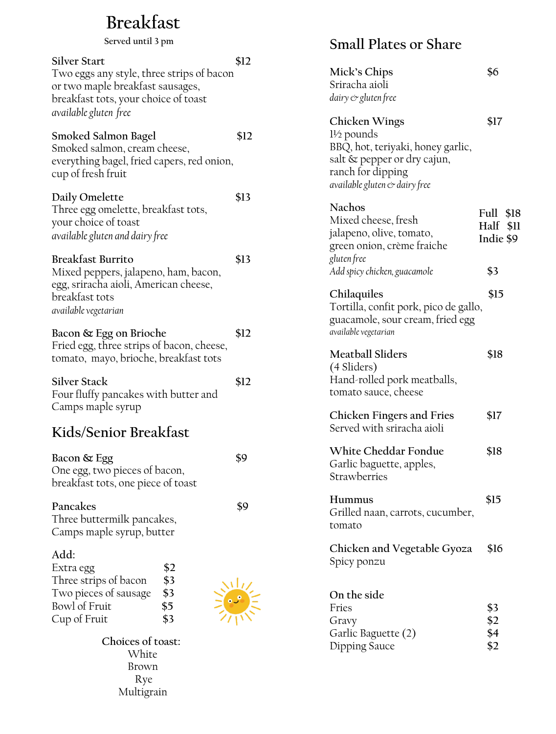# Breakfast

Served until 3 pm

**Silver Start** $12
Two eggs any style, three strips of bacon or two maple breakfast sausages, breakfast tots, your choice of toast
*available gluten free*

**Smoked Salmon Bagel** $12
Smoked salmon, cream cheese, everything bagel, fried capers, red onion, cup of fresh fruit

**Daily Omelette** $13
Three egg omelette, breakfast tots, your choice of toast
*available gluten and dairy free*

**Breakfast Burrito** $13
Mixed peppers, jalapeno, ham, bacon, egg, sriracha aioli, American cheese, breakfast tots
*available vegetarian*

**Bacon & Egg on Brioche** $12
Fried egg, three strips of bacon, cheese, tomato, mayo, brioche, breakfast tots

**Silver Stack** $12
Four fluffy pancakes with butter and Camps maple syrup

## Kids/Senior Breakfast

**Bacon & Egg** $9
One egg, two pieces of bacon, breakfast tots, one piece of toast

**Pancakes** $9
Three buttermilk pancakes, Camps maple syrup, butter

Add:

| | |
|---|---|
| Extra egg | $2 |
| Three strips of bacon | $3 |
| Two pieces of sausage | $3 |
| Bowl of Fruit | $5 |
| Cup of Fruit | $3 |

Choices of toast:
White
Brown
Rye
Multigrain

## Small Plates or Share

**Mick's Chips** $6
Sriracha aioli
*dairy & gluten free*

**Chicken Wings** $17
1½ pounds
BBQ, hot, teriyaki, honey garlic, salt & pepper or dry cajun, ranch for dipping
*available gluten & dairy free*

**Nachos** Full $18 / Half $11 / Indie $9
Mixed cheese, fresh jalapeno, olive, tomato, green onion, crème fraiche
*gluten free*
*Add spicy chicken, guacamole* $3

**Chilaquiles** $15
Tortilla, confit pork, pico de gallo, guacamole, sour cream, fried egg
*available vegetarian*

**Meatball Sliders** $18
(4 Sliders)
Hand-rolled pork meatballs, tomato sauce, cheese

**Chicken Fingers and Fries** $17
Served with sriracha aioli

**White Cheddar Fondue** $18
Garlic baguette, apples, Strawberries

**Hummus** $15
Grilled naan, carrots, cucumber, tomato

**Chicken and Vegetable Gyoza** $16
Spicy ponzu

**On the side**

| | |
|---|---|
| Fries | $3 |
| Gravy | $2 |
| Garlic Baguette (2) | $4 |
| Dipping Sauce | $2 |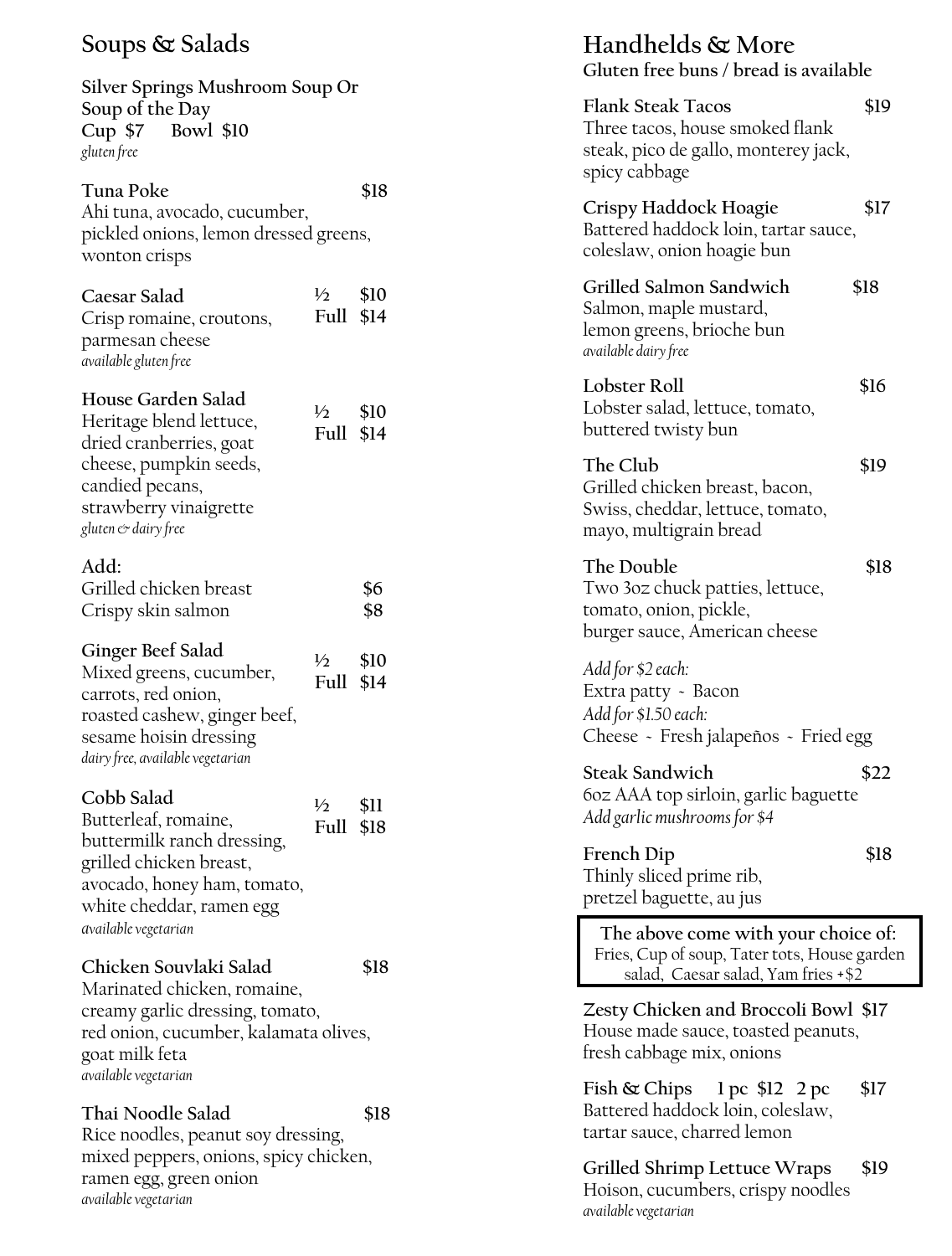## Soups & Salads

**Silver Springs Mushroom Soup Or Soup of the Day**
**Cup $7  Bowl $10**
*gluten free*

**Tuna Poke** **$18**
Ahi tuna, avocado, cucumber, pickled onions, lemon dressed greens, wonton crisps

**Caesar Salad** **½ $10 Full $14**
Crisp romaine, croutons, parmesan cheese
*available gluten free*

**House Garden Salad** **½ $10 Full $14**
Heritage blend lettuce, dried cranberries, goat cheese, pumpkin seeds, candied pecans, strawberry vinaigrette
*gluten & dairy free*

**Add:**
Grilled chicken breast $6
Crispy skin salmon $8

**Ginger Beef Salad** **½ $10 Full $14**
Mixed greens, cucumber, carrots, red onion, roasted cashew, ginger beef, sesame hoisin dressing
*dairy free, available vegetarian*

**Cobb Salad** **½ $11 Full $18**
Butterleaf, romaine, buttermilk ranch dressing, grilled chicken breast, avocado, honey ham, tomato, white cheddar, ramen egg
*available vegetarian*

**Chicken Souvlaki Salad** **$18**
Marinated chicken, romaine, creamy garlic dressing, tomato, red onion, cucumber, kalamata olives, goat milk feta
*available vegetarian*

**Thai Noodle Salad** **$18**
Rice noodles, peanut soy dressing, mixed peppers, onions, spicy chicken, ramen egg, green onion
*available vegetarian*

## Handhelds & More

**Gluten free buns / bread is available**

**Flank Steak Tacos** **$19**
Three tacos, house smoked flank steak, pico de gallo, monterey jack, spicy cabbage

**Crispy Haddock Hoagie** **$17**
Battered haddock loin, tartar sauce, coleslaw, onion hoagie bun

**Grilled Salmon Sandwich** **$18**
Salmon, maple mustard, lemon greens, brioche bun
*available dairy free*

**Lobster Roll** **$16**
Lobster salad, lettuce, tomato, buttered twisty bun

**The Club** **$19**
Grilled chicken breast, bacon, Swiss, cheddar, lettuce, tomato, mayo, multigrain bread

**The Double** **$18**
Two 3oz chuck patties, lettuce, tomato, onion, pickle, burger sauce, American cheese

*Add for $2 each:*
Extra patty ~ Bacon
*Add for $1.50 each:*
Cheese ~ Fresh jalapeños ~ Fried egg

**Steak Sandwich** **$22**
6oz AAA top sirloin, garlic baguette
*Add garlic mushrooms for $4*

**French Dip** **$18**
Thinly sliced prime rib, pretzel baguette, au jus

**The above come with your choice of:**
Fries, Cup of soup, Tater tots, House garden salad, Caesar salad, Yam fries +$2

**Zesty Chicken and Broccoli Bowl** **$17**
House made sauce, toasted peanuts, fresh cabbage mix, onions

**Fish & Chips** **1 pc $12  2 pc $17**
Battered haddock loin, coleslaw, tartar sauce, charred lemon

**Grilled Shrimp Lettuce Wraps** **$19**
Hoison, cucumbers, crispy noodles
*available vegetarian*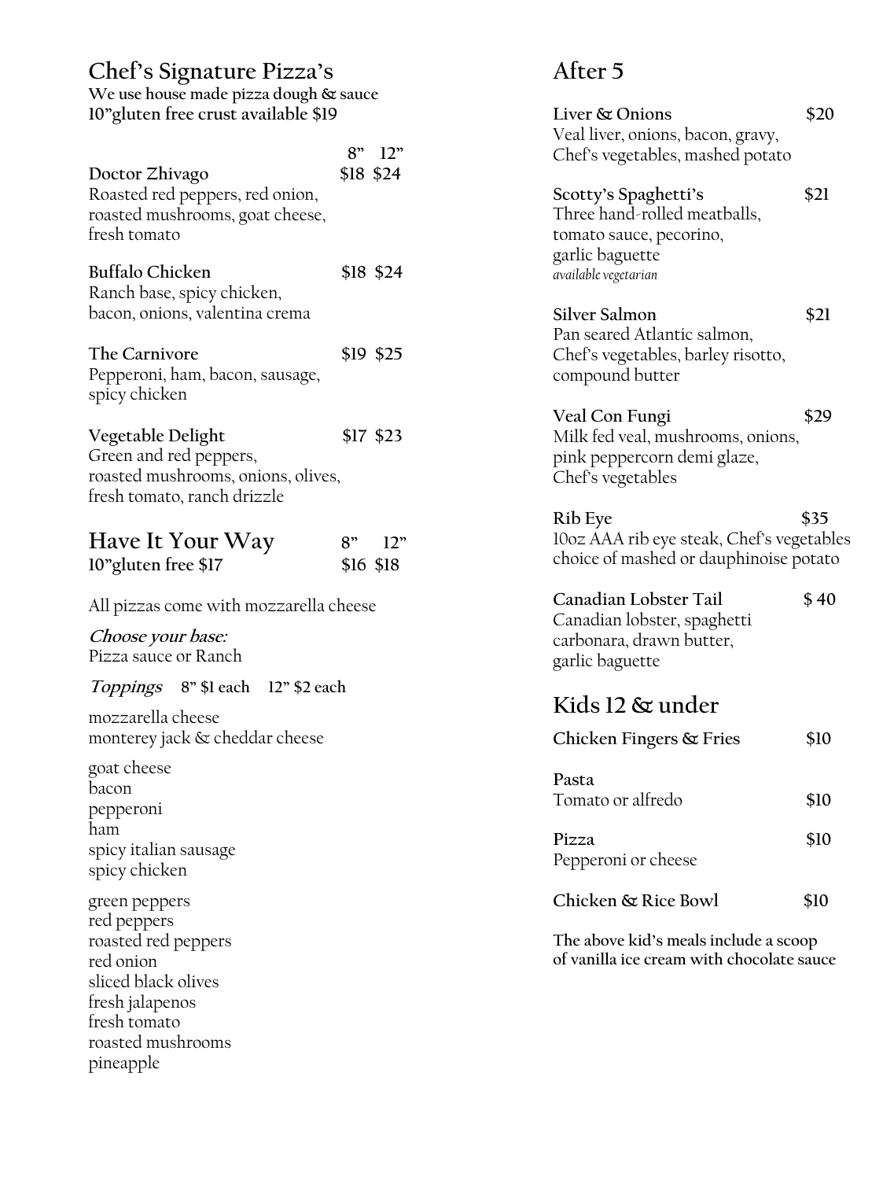## Chef's Signature Pizza's

**We use house made pizza dough & sauce**
**10"gluten free crust available $19**

| | 8" | 12" |
|---|---|---|
| **Doctor Zhivago** | $18 | $24 |
| **Buffalo Chicken** | $18 | $24 |
| **The Carnivore** | $19 | $25 |
| **Vegetable Delight** | $17 | $23 |

**Doctor Zhivago** — $18 $24
Roasted red peppers, red onion, roasted mushrooms, goat cheese, fresh tomato

**Buffalo Chicken** — $18 $24
Ranch base, spicy chicken, bacon, onions, valentina crema

**The Carnivore** — $19 $25
Pepperoni, ham, bacon, sausage, spicy chicken

**Vegetable Delight** — $17 $23
Green and red peppers, roasted mushrooms, onions, olives, fresh tomato, ranch drizzle

## Have It Your Way — 8" $16 12" $18

**10"gluten free $17**

All pizzas come with mozzarella cheese

***Choose your base:***
Pizza sauce or Ranch

***Toppings*** **8" $1 each 12" $2 each**

mozzarella cheese
monterey jack & cheddar cheese

goat cheese
bacon
pepperoni
ham
spicy italian sausage
spicy chicken

green peppers
red peppers
roasted red peppers
red onion
sliced black olives
fresh jalapenos
fresh tomato
roasted mushrooms
pineapple

## After 5

**Liver & Onions** — $20
Veal liver, onions, bacon, gravy, Chef's vegetables, mashed potato

**Scotty's Spaghetti's** — $21
Three hand-rolled meatballs, tomato sauce, pecorino, garlic baguette
*available vegetarian*

**Silver Salmon** — $21
Pan seared Atlantic salmon, Chef's vegetables, barley risotto, compound butter

**Veal Con Fungi** — $29
Milk fed veal, mushrooms, onions, pink peppercorn demi glaze, Chef's vegetables

**Rib Eye** — $35
10oz AAA rib eye steak, Chef's vegetables choice of mashed or dauphinoise potato

**Canadian Lobster Tail** — $ 40
Canadian lobster, spaghetti carbonara, drawn butter, garlic baguette

## Kids 12 & under

**Chicken Fingers & Fries** — $10

**Pasta** — $10
Tomato or alfredo

**Pizza** — $10
Pepperoni or cheese

**Chicken & Rice Bowl** — $10

**The above kid's meals include a scoop of vanilla ice cream with chocolate sauce**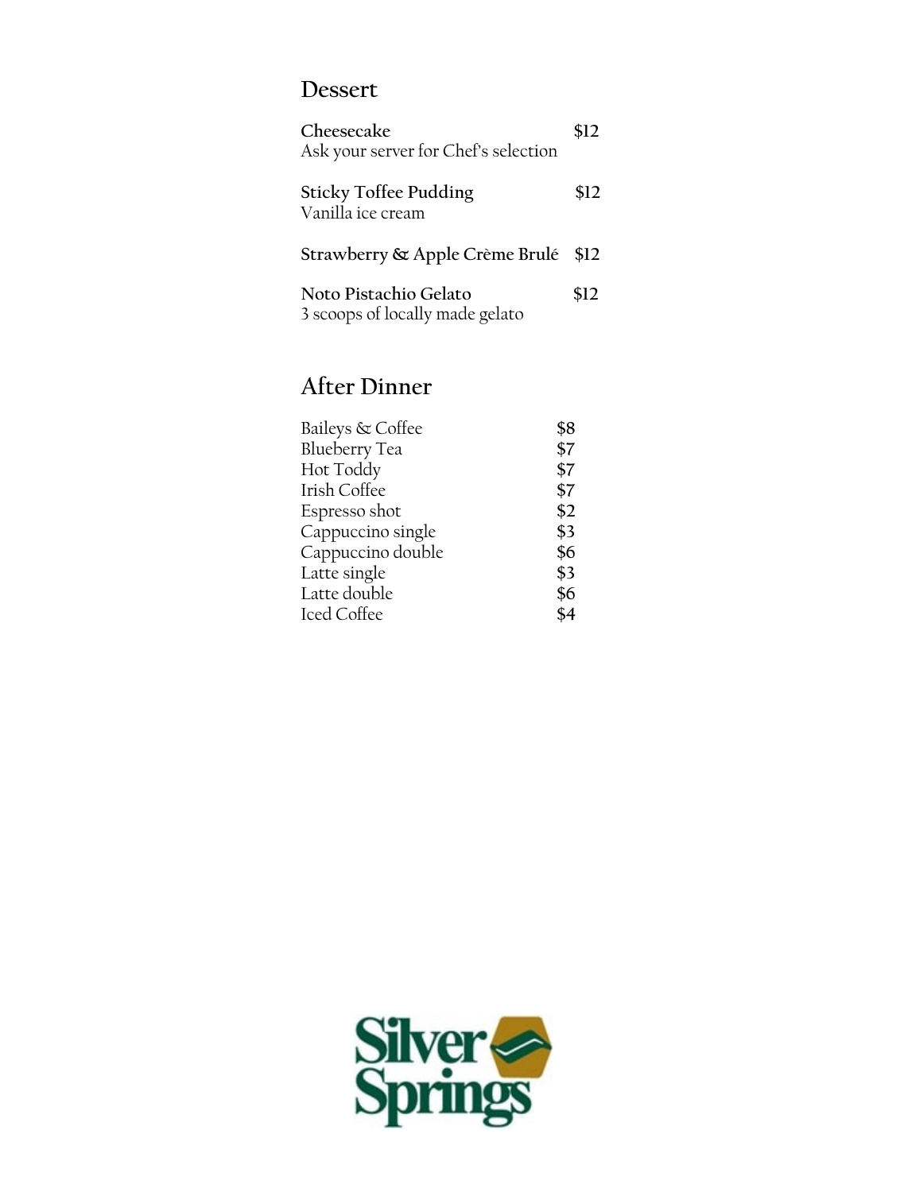## Dessert

**Cheesecake** $12
Ask your server for Chef's selection

**Sticky Toffee Pudding** $12
Vanilla ice cream

**Strawberry & Apple Crème Brulé** $12

**Noto Pistachio Gelato** $12
3 scoops of locally made gelato

## After Dinner

| | |
|---|---|
| Baileys & Coffee | $8 |
| Blueberry Tea | $7 |
| Hot Toddy | $7 |
| Irish Coffee | $7 |
| Espresso shot | $2 |
| Cappuccino single | $3 |
| Cappuccino double | $6 |
| Latte single | $3 |
| Latte double | $6 |
| Iced Coffee | $4 |

Silver Springs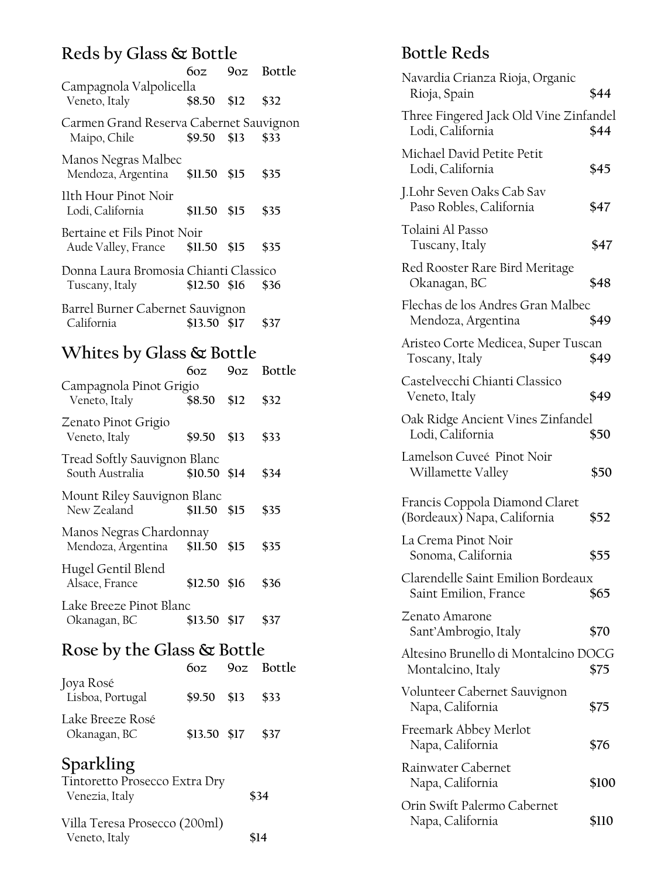## Reds by Glass & Bottle

| | 6oz | 9oz | Bottle |
|---|---|---|---|
| Campagnola Valpolicella<br>Veneto, Italy | $8.50 | $12 | $32 |
| Carmen Grand Reserva Cabernet Sauvignon<br>Maipo, Chile | $9.50 | $13 | $33 |
| Manos Negras Malbec<br>Mendoza, Argentina | $11.50 | $15 | $35 |
| 11th Hour Pinot Noir<br>Lodi, California | $11.50 | $15 | $35 |
| Bertaine et Fils Pinot Noir<br>Aude Valley, France | $11.50 | $15 | $35 |
| Donna Laura Bromosia Chianti Classico<br>Tuscany, Italy | $12.50 | $16 | $36 |
| Barrel Burner Cabernet Sauvignon<br>California | $13.50 | $17 | $37 |

## Whites by Glass & Bottle

| | 6oz | 9oz | Bottle |
|---|---|---|---|
| Campagnola Pinot Grigio<br>Veneto, Italy | $8.50 | $12 | $32 |
| Zenato Pinot Grigio<br>Veneto, Italy | $9.50 | $13 | $33 |
| Tread Softly Sauvignon Blanc<br>South Australia | $10.50 | $14 | $34 |
| Mount Riley Sauvignon Blanc<br>New Zealand | $11.50 | $15 | $35 |
| Manos Negras Chardonnay<br>Mendoza, Argentina | $11.50 | $15 | $35 |
| Hugel Gentil Blend<br>Alsace, France | $12.50 | $16 | $36 |
| Lake Breeze Pinot Blanc<br>Okanagan, BC | $13.50 | $17 | $37 |

## Rose by the Glass & Bottle

| | 6oz | 9oz | Bottle |
|---|---|---|---|
| Joya Rosé<br>Lisboa, Portugal | $9.50 | $13 | $33 |
| Lake Breeze Rosé<br>Okanagan, BC | $13.50 | $17 | $37 |

## Sparkling

| | |
|---|---|
| Tintoretto Prosecco Extra Dry<br>Venezia, Italy | $34 |
| Villa Teresa Prosecco (200ml)<br>Veneto, Italy | $14 |

## Bottle Reds

| | |
|---|---|
| Navardia Crianza Rioja, Organic<br>Rioja, Spain | $44 |
| Three Fingered Jack Old Vine Zinfandel<br>Lodi, California | $44 |
| Michael David Petite Petit<br>Lodi, California | $45 |
| J.Lohr Seven Oaks Cab Sav<br>Paso Robles, California | $47 |
| Tolaini Al Passo<br>Tuscany, Italy | $47 |
| Red Rooster Rare Bird Meritage<br>Okanagan, BC | $48 |
| Flechas de los Andres Gran Malbec<br>Mendoza, Argentina | $49 |
| Aristeo Corte Medicea, Super Tuscan<br>Toscany, Italy | $49 |
| Castelvecchi Chianti Classico<br>Veneto, Italy | $49 |
| Oak Ridge Ancient Vines Zinfandel<br>Lodi, California | $50 |
| Lamelson Cuveé Pinot Noir<br>Willamette Valley | $50 |
| Francis Coppola Diamond Claret<br>(Bordeaux) Napa, California | $52 |
| La Crema Pinot Noir<br>Sonoma, California | $55 |
| Clarendelle Saint Emilion Bordeaux<br>Saint Emilion, France | $65 |
| Zenato Amarone<br>Sant'Ambrogio, Italy | $70 |
| Altesino Brunello di Montalcino DOCG<br>Montalcino, Italy | $75 |
| Volunteer Cabernet Sauvignon<br>Napa, California | $75 |
| Freemark Abbey Merlot<br>Napa, California | $76 |
| Rainwater Cabernet<br>Napa, California | $100 |
| Orin Swift Palermo Cabernet<br>Napa, California | $110 |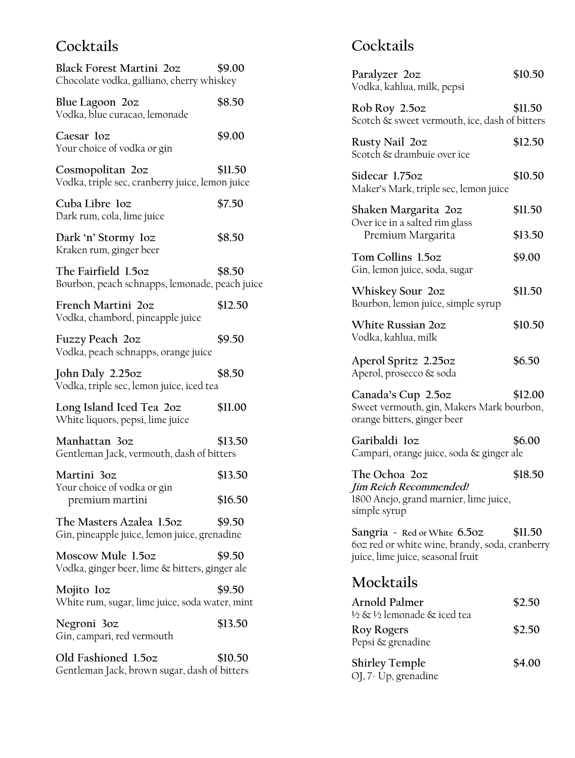## Cocktails

**Black Forest Martini 2oz** $9.00
Chocolate vodka, galliano, cherry whiskey

**Blue Lagoon 2oz** $8.50
Vodka, blue curacao, lemonade

**Caesar 1oz** $9.00
Your choice of vodka or gin

**Cosmopolitan 2oz** $11.50
Vodka, triple sec, cranberry juice, lemon juice

**Cuba Libre 1oz** $7.50
Dark rum, cola, lime juice

**Dark 'n' Stormy 1oz** $8.50
Kraken rum, ginger beer

**The Fairfield 1.5oz** $8.50
Bourbon, peach schnapps, lemonade, peach juice

**French Martini 2oz** $12.50
Vodka, chambord, pineapple juice

**Fuzzy Peach 2oz** $9.50
Vodka, peach schnapps, orange juice

**John Daly 2.25oz** $8.50
Vodka, triple sec, lemon juice, iced tea

**Long Island Iced Tea 2oz** $11.00
White liquors, pepsi, lime juice

**Manhattan 3oz** $13.50
Gentleman Jack, vermouth, dash of bitters

**Martini 3oz** $13.50
Your choice of vodka or gin
premium martini $16.50

**The Masters Azalea 1.5oz** $9.50
Gin, pineapple juice, lemon juice, grenadine

**Moscow Mule 1.5oz** $9.50
Vodka, ginger beer, lime & bitters, ginger ale

**Mojito 1oz** $9.50
White rum, sugar, lime juice, soda water, mint

**Negroni 3oz** $13.50
Gin, campari, red vermouth

**Old Fashioned 1.5oz** $10.50
Gentleman Jack, brown sugar, dash of bitters

## Cocktails

**Paralyzer 2oz** $10.50
Vodka, kahlua, milk, pepsi

**Rob Roy 2.5oz** $11.50
Scotch & sweet vermouth, ice, dash of bitters

**Rusty Nail 2oz** $12.50
Scotch & drambuie over ice

**Sidecar 1.75oz** $10.50
Maker's Mark, triple sec, lemon juice

**Shaken Margarita 2oz** $11.50
Over ice in a salted rim glass
Premium Margarita $13.50

**Tom Collins 1.5oz** $9.00
Gin, lemon juice, soda, sugar

**Whiskey Sour 2oz** $11.50
Bourbon, lemon juice, simple syrup

**White Russian 2oz** $10.50
Vodka, kahlua, milk

**Aperol Spritz 2.25oz** $6.50
Aperol, prosecco & soda

**Canada's Cup 2.5oz** $12.00
Sweet vermouth, gin, Makers Mark bourbon, orange bitters, ginger beer

**Garibaldi 1oz** $6.00
Campari, orange juice, soda & ginger ale

**The Ochoa 2oz** $18.50
***Jim Reich Recommended!***
1800 Anejo, grand marnier, lime juice, simple syrup

**Sangria ~ Red or White 6.5oz** $11.50
6oz red or white wine, brandy, soda, cranberry juice, lime juice, seasonal fruit

## Mocktails

**Arnold Palmer** $2.50
½ & ½ lemonade & iced tea

**Roy Rogers** $2.50
Pepsi & grenadine

**Shirley Temple** $4.00
OJ, 7-Up, grenadine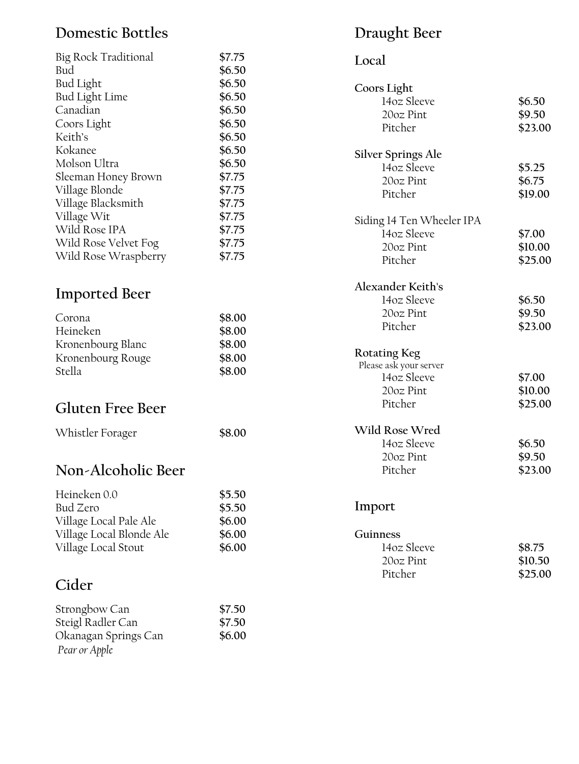## Domestic Bottles

| Item | Price |
|---|---|
| Big Rock Traditional | $7.75 |
| Bud | $6.50 |
| Bud Light | $6.50 |
| Bud Light Lime | $6.50 |
| Canadian | $6.50 |
| Coors Light | $6.50 |
| Keith's | $6.50 |
| Kokanee | $6.50 |
| Molson Ultra | $6.50 |
| Sleeman Honey Brown | $7.75 |
| Village Blonde | $7.75 |
| Village Blacksmith | $7.75 |
| Village Wit | $7.75 |
| Wild Rose IPA | $7.75 |
| Wild Rose Velvet Fog | $7.75 |
| Wild Rose Wraspberry | $7.75 |

## Imported Beer

| Item | Price |
|---|---|
| Corona | $8.00 |
| Heineken | $8.00 |
| Kronenbourg Blanc | $8.00 |
| Kronenbourg Rouge | $8.00 |
| Stella | $8.00 |

## Gluten Free Beer

| Item | Price |
|---|---|
| Whistler Forager | $8.00 |

## Non-Alcoholic Beer

| Item | Price |
|---|---|
| Heineken 0.0 | $5.50 |
| Bud Zero | $5.50 |
| Village Local Pale Ale | $6.00 |
| Village Local Blonde Ale | $6.00 |
| Village Local Stout | $6.00 |

## Cider

| Item | Price |
|---|---|
| Strongbow Can | $7.50 |
| Steigl Radler Can | $7.50 |
| Okanagan Springs Can | $6.00 |

*Pear or Apple*

## Draught Beer

### Local

**Coors Light**

| Size | Price |
|---|---|
| 14oz Sleeve | $6.50 |
| 20oz Pint | $9.50 |
| Pitcher | $23.00 |

**Silver Springs Ale**

| Size | Price |
|---|---|
| 14oz Sleeve | $5.25 |
| 20oz Pint | $6.75 |
| Pitcher | $19.00 |

**Siding 14 Ten Wheeler IPA**

| Size | Price |
|---|---|
| 14oz Sleeve | $7.00 |
| 20oz Pint | $10.00 |
| Pitcher | $25.00 |

**Alexander Keith's**

| Size | Price |
|---|---|
| 14oz Sleeve | $6.50 |
| 20oz Pint | $9.50 |
| Pitcher | $23.00 |

**Rotating Keg**

Please ask your server

| Size | Price |
|---|---|
| 14oz Sleeve | $7.00 |
| 20oz Pint | $10.00 |
| Pitcher | $25.00 |

**Wild Rose Wred**

| Size | Price |
|---|---|
| 14oz Sleeve | $6.50 |
| 20oz Pint | $9.50 |
| Pitcher | $23.00 |

### Import

**Guinness**

| Size | Price |
|---|---|
| 14oz Sleeve | $8.75 |
| 20oz Pint | $10.50 |
| Pitcher | $25.00 |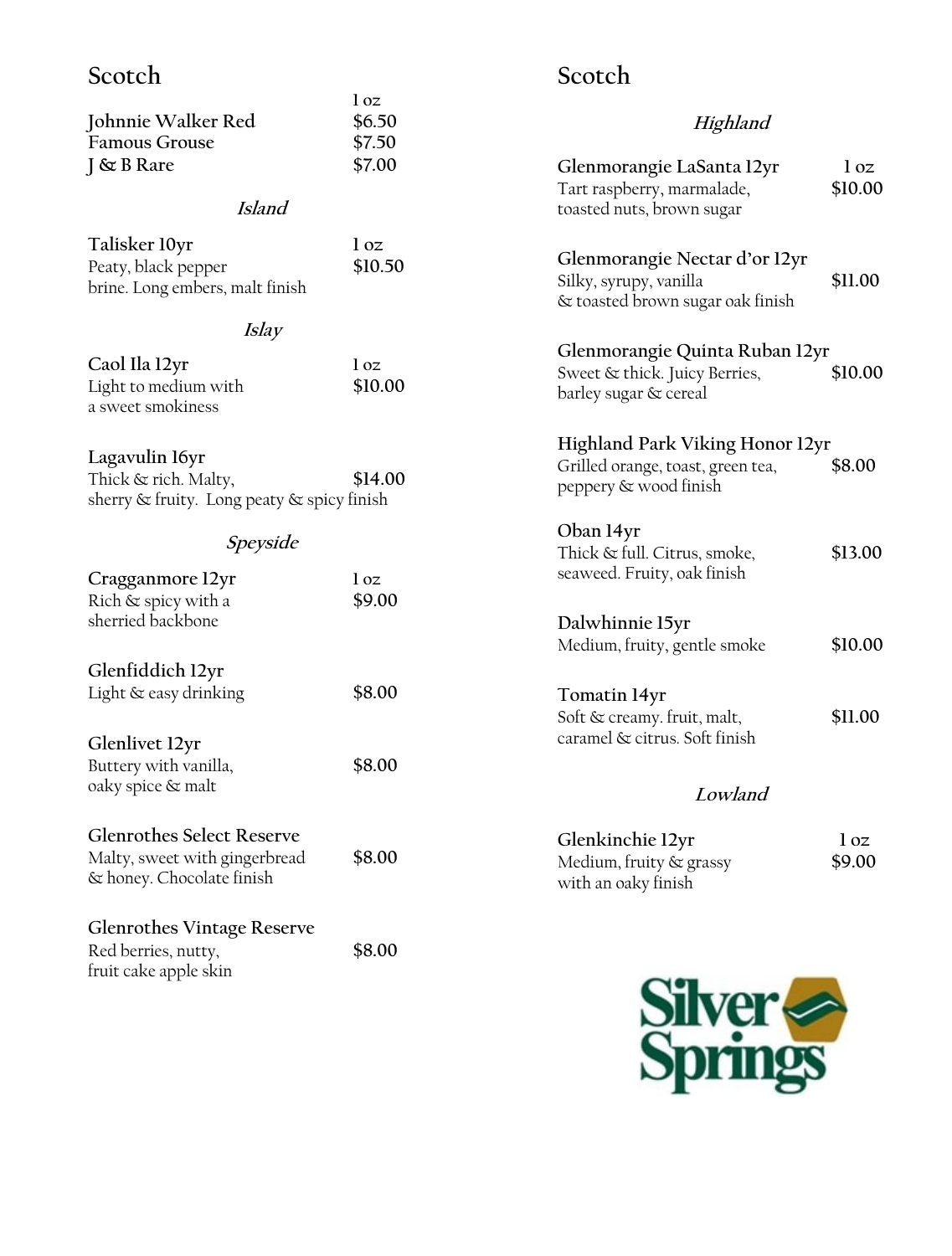## Scotch

| | 1 oz |
|---|---|
| **Johnnie Walker Red** | $6.50 |
| **Famous Grouse** | $7.50 |
| **J & B Rare** | $7.00 |

### *Island*

**Talisker 10yr** — 1 oz $10.50
Peaty, black pepper
brine. Long embers, malt finish

### *Islay*

**Caol Ila 12yr** — 1 oz $10.00
Light to medium with
a sweet smokiness

**Lagavulin 16yr** — $14.00
Thick & rich. Malty,
sherry & fruity. Long peaty & spicy finish

### *Speyside*

**Cragganmore 12yr** — 1 oz $9.00
Rich & spicy with a
sherried backbone

**Glenfiddich 12yr** — $8.00
Light & easy drinking

**Glenlivet 12yr** — $8.00
Buttery with vanilla,
oaky spice & malt

**Glenrothes Select Reserve** — $8.00
Malty, sweet with gingerbread
& honey. Chocolate finish

**Glenrothes Vintage Reserve** — $8.00
Red berries, nutty,
fruit cake apple skin

## Scotch

### *Highland*

**Glenmorangie LaSanta 12yr** — 1 oz $10.00
Tart raspberry, marmalade,
toasted nuts, brown sugar

**Glenmorangie Nectar d'or 12yr** — $11.00
Silky, syrupy, vanilla
& toasted brown sugar oak finish

**Glenmorangie Quinta Ruban 12yr** — $10.00
Sweet & thick. Juicy Berries,
barley sugar & cereal

**Highland Park Viking Honor 12yr** — $8.00
Grilled orange, toast, green tea,
peppery & wood finish

**Oban 14yr** — $13.00
Thick & full. Citrus, smoke,
seaweed. Fruity, oak finish

**Dalwhinnie 15yr** — $10.00
Medium, fruity, gentle smoke

**Tomatin 14yr** — $11.00
Soft & creamy. fruit, malt,
caramel & citrus. Soft finish

### *Lowland*

**Glenkinchie 12yr** — 1 oz $9.00
Medium, fruity & grassy
with an oaky finish

Silver Springs